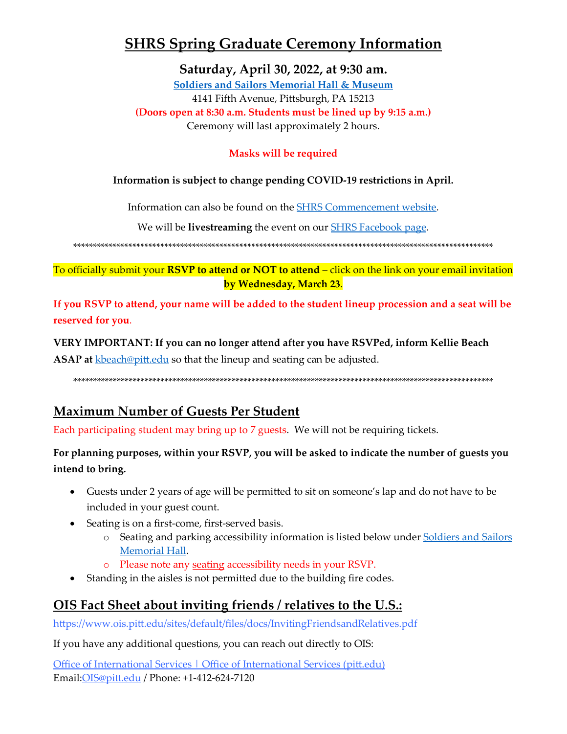# SHRS Spring Graduate Ceremony Information

## Saturday, April 30, 2022, at 9:30 am.

**[Soldiers and Sailors Memorial Hall & Museum](#)**

4141 Fifth Avenue, Pittsburgh, PA 15213

**(Doors open at 8:30 a.m. Students must be lined up by 9:15 a.m.)**

Ceremony will last approximately 2 hours.

**Masks will be required**

**Information is subject to change pending COVID-19 restrictions in April.**

Information can also be found on the SHRS Commencement website.

We will be **livestreaming** the event on our SHRS Facebook page.

***************************************************************************************************

To officially submit your **RSVP to attend or NOT to attend** – click on the link on your email invitation **by Wednesday, March 23**.

**If you RSVP to attend, your name will be added to the student lineup procession and a seat will be reserved for you**.

**VERY IMPORTANT: If you can no longer attend after you have RSVPed, inform Kellie Beach ASAP at** kbeach@pitt.edu so that the lineup and seating can be adjusted.

***************************************************************************************************

## Maximum Number of Guests Per Student

Each participating student may bring up to 7 guests. We will not be requiring tickets.

**For planning purposes, within your RSVP, you will be asked to indicate the number of guests you intend to bring.**

- Guests under 2 years of age will be permitted to sit on someone's lap and do not have to be included in your guest count.
- Seating is on a first-come, first-served basis.
  - Seating and parking accessibility information is listed below under Soldiers and Sailors Memorial Hall.
  - Please note any seating accessibility needs in your RSVP.
- Standing in the aisles is not permitted due to the building fire codes.

## OIS Fact Sheet about inviting friends / relatives to the U.S.:

https://www.ois.pitt.edu/sites/default/files/docs/InvitingFriendsandRelatives.pdf

If you have any additional questions, you can reach out directly to OIS:

Office of International Services | Office of International Services (pitt.edu)

Email:OIS@pitt.edu / Phone: +1-412-624-7120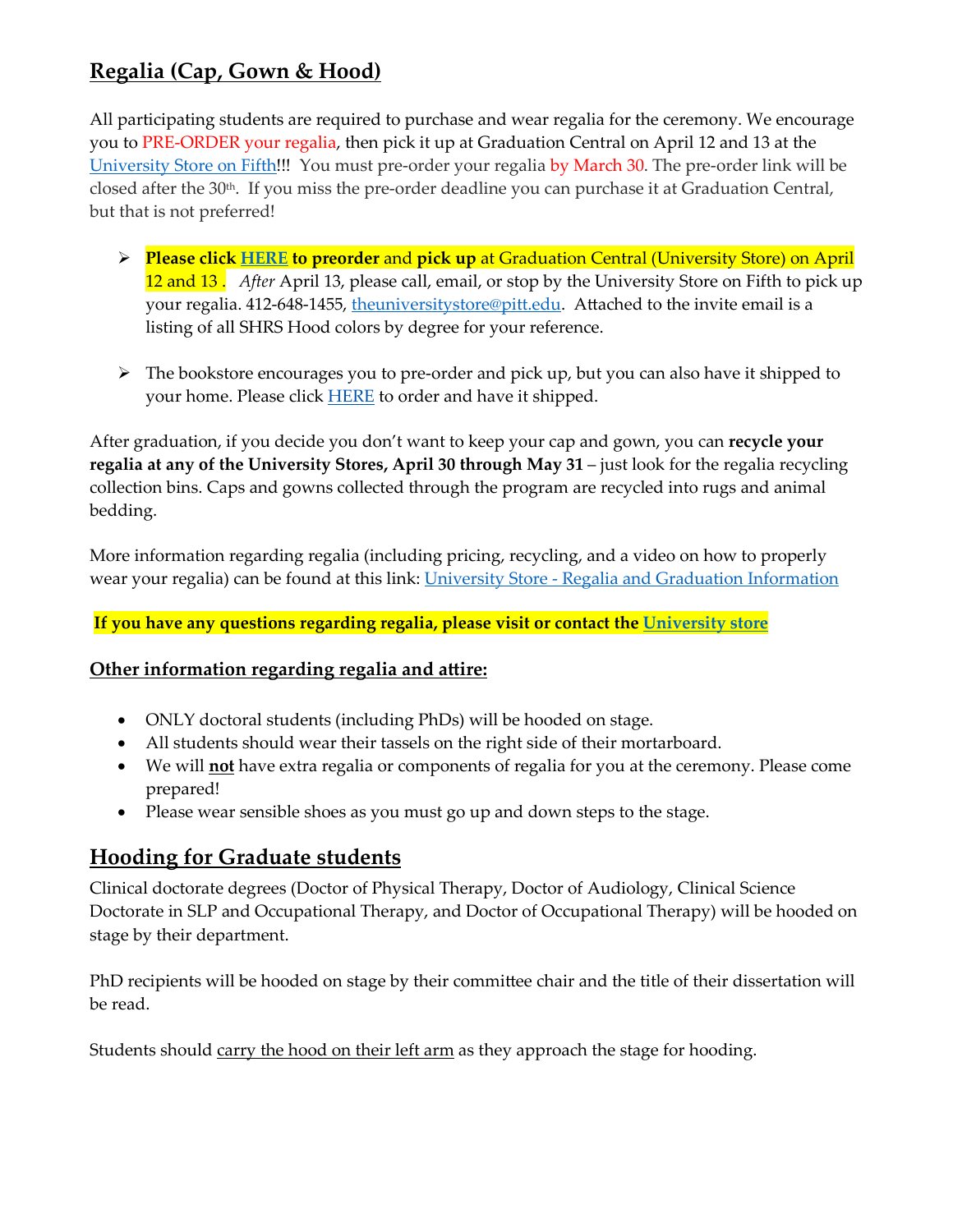## Regalia (Cap, Gown & Hood)

All participating students are required to purchase and wear regalia for the ceremony. We encourage you to PRE-ORDER your regalia, then pick it up at Graduation Central on April 12 and 13 at the University Store on Fifth!!! You must pre-order your regalia by March 30. The pre-order link will be closed after the 30th. If you miss the pre-order deadline you can purchase it at Graduation Central, but that is not preferred!

- **Please click HERE to preorder** and **pick up** at Graduation Central (University Store) on April 12 and 13 . *After* April 13, please call, email, or stop by the University Store on Fifth to pick up your regalia. 412-648-1455, theuniversitystore@pitt.edu. Attached to the invite email is a listing of all SHRS Hood colors by degree for your reference.

- The bookstore encourages you to pre-order and pick up, but you can also have it shipped to your home. Please click HERE to order and have it shipped.

After graduation, if you decide you don't want to keep your cap and gown, you can **recycle your regalia at any of the University Stores, April 30 through May 31** – just look for the regalia recycling collection bins. Caps and gowns collected through the program are recycled into rugs and animal bedding.

More information regarding regalia (including pricing, recycling, and a video on how to properly wear your regalia) can be found at this link: University Store - Regalia and Graduation Information

**If you have any questions regarding regalia, please visit or contact the University store**

### Other information regarding regalia and attire:

- ONLY doctoral students (including PhDs) will be hooded on stage.
- All students should wear their tassels on the right side of their mortarboard.
- We will **not** have extra regalia or components of regalia for you at the ceremony. Please come prepared!
- Please wear sensible shoes as you must go up and down steps to the stage.

## Hooding for Graduate students

Clinical doctorate degrees (Doctor of Physical Therapy, Doctor of Audiology, Clinical Science Doctorate in SLP and Occupational Therapy, and Doctor of Occupational Therapy) will be hooded on stage by their department.

PhD recipients will be hooded on stage by their committee chair and the title of their dissertation will be read.

Students should carry the hood on their left arm as they approach the stage for hooding.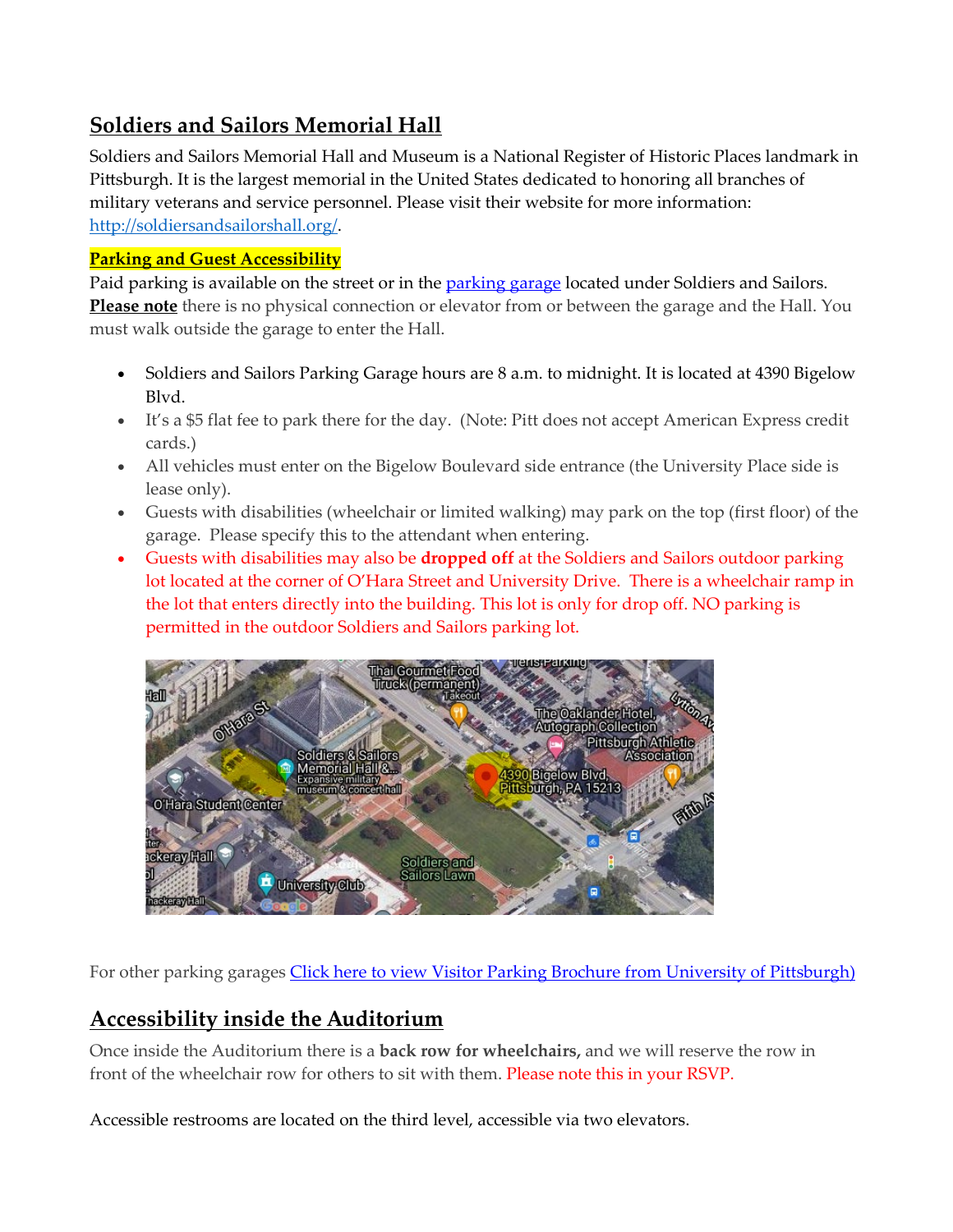## Soldiers and Sailors Memorial Hall

Soldiers and Sailors Memorial Hall and Museum is a National Register of Historic Places landmark in Pittsburgh. It is the largest memorial in the United States dedicated to honoring all branches of military veterans and service personnel. Please visit their website for more information: [http://soldiersandsailorshall.org/](http://soldiersandsailorshall.org/).

**Parking and Guest Accessibility**

Paid parking is available on the street or in the [parking garage](#) located under Soldiers and Sailors. **Please note** there is no physical connection or elevator from or between the garage and the Hall. You must walk outside the garage to enter the Hall.

- Soldiers and Sailors Parking Garage hours are 8 a.m. to midnight. It is located at 4390 Bigelow Blvd.
- It's a $5 flat fee to park there for the day. (Note: Pitt does not accept American Express credit cards.)
- All vehicles must enter on the Bigelow Boulevard side entrance (the University Place side is lease only).
- Guests with disabilities (wheelchair or limited walking) may park on the top (first floor) of the garage. Please specify this to the attendant when entering.
- Guests with disabilities may also be **dropped off** at the Soldiers and Sailors outdoor parking lot located at the corner of O'Hara Street and University Drive. There is a wheelchair ramp in the lot that enters directly into the building. This lot is only for drop off. NO parking is permitted in the outdoor Soldiers and Sailors parking lot.

For other parking garages [Click here to view Visitor Parking Brochure from University of Pittsburgh)](#)

## Accessibility inside the Auditorium

Once inside the Auditorium there is a **back row for wheelchairs,** and we will reserve the row in front of the wheelchair row for others to sit with them. Please note this in your RSVP.

Accessible restrooms are located on the third level, accessible via two elevators.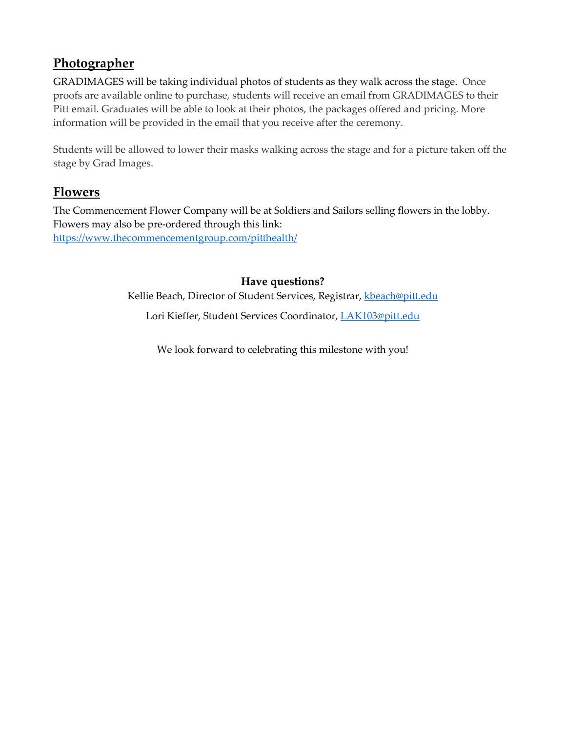## **Photographer**

GRADIMAGES will be taking individual photos of students as they walk across the stage. Once proofs are available online to purchase, students will receive an email from GRADIMAGES to their Pitt email. Graduates will be able to look at their photos, the packages offered and pricing. More information will be provided in the email that you receive after the ceremony.

Students will be allowed to lower their masks walking across the stage and for a picture taken off the stage by Grad Images.

## **Flowers**

The Commencement Flower Company will be at Soldiers and Sailors selling flowers in the lobby. Flowers may also be pre-ordered through this link:
https://www.thecommencementgroup.com/pitthealth/

**Have questions?**

Kellie Beach, Director of Student Services, Registrar, kbeach@pitt.edu

Lori Kieffer, Student Services Coordinator, LAK103@pitt.edu

We look forward to celebrating this milestone with you!